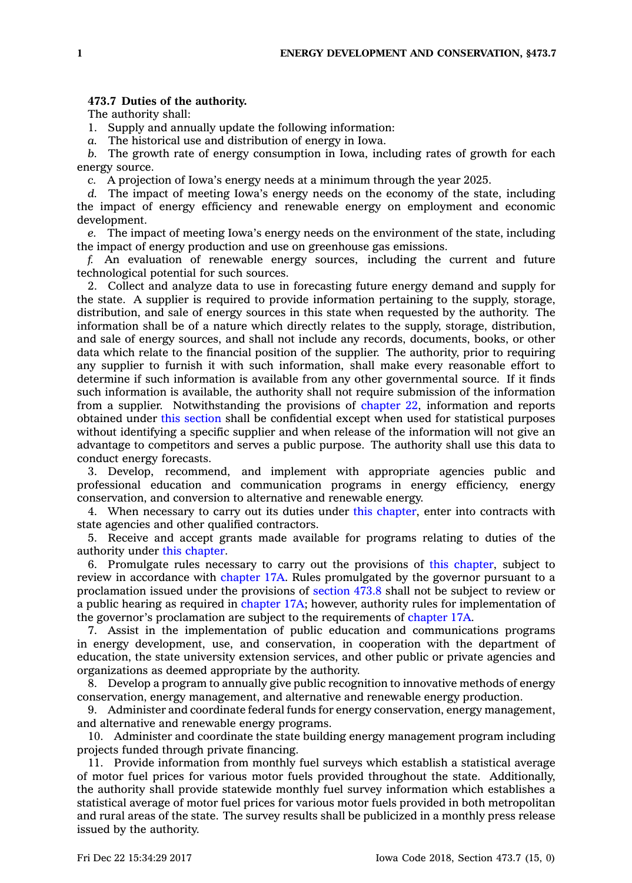**473.7 Duties of the authority.**

The authority shall:

1. Supply and annually update the following information:

*a.* The historical use and distribution of energy in Iowa.

*b.* The growth rate of energy consumption in Iowa, including rates of growth for each energy source.

*c.* A projection of Iowa's energy needs at a minimum through the year 2025.

*d.* The impact of meeting Iowa's energy needs on the economy of the state, including the impact of energy efficiency and renewable energy on employment and economic development.

*e.* The impact of meeting Iowa's energy needs on the environment of the state, including the impact of energy production and use on greenhouse gas emissions.

*f.* An evaluation of renewable energy sources, including the current and future technological potential for such sources.

2. Collect and analyze data to use in forecasting future energy demand and supply for the state. A supplier is required to provide information pertaining to the supply, storage, distribution, and sale of energy sources in this state when requested by the authority. The information shall be of a nature which directly relates to the supply, storage, distribution, and sale of energy sources, and shall not include any records, documents, books, or other data which relate to the financial position of the supplier. The authority, prior to requiring any supplier to furnish it with such information, shall make every reasonable effort to determine if such information is available from any other governmental source. If it finds such information is available, the authority shall not require submission of the information from a supplier. Notwithstanding the provisions of chapter 22, information and reports obtained under this section shall be confidential except when used for statistical purposes without identifying a specific supplier and when release of the information will not give an advantage to competitors and serves a public purpose. The authority shall use this data to conduct energy forecasts.

3. Develop, recommend, and implement with appropriate agencies public and professional education and communication programs in energy efficiency, energy conservation, and conversion to alternative and renewable energy.

4. When necessary to carry out its duties under this chapter, enter into contracts with state agencies and other qualified contractors.

5. Receive and accept grants made available for programs relating to duties of the authority under this chapter.

6. Promulgate rules necessary to carry out the provisions of this chapter, subject to review in accordance with chapter 17A. Rules promulgated by the governor pursuant to a proclamation issued under the provisions of section 473.8 shall not be subject to review or a public hearing as required in chapter 17A; however, authority rules for implementation of the governor's proclamation are subject to the requirements of chapter 17A.

7. Assist in the implementation of public education and communications programs in energy development, use, and conservation, in cooperation with the department of education, the state university extension services, and other public or private agencies and organizations as deemed appropriate by the authority.

8. Develop a program to annually give public recognition to innovative methods of energy conservation, energy management, and alternative and renewable energy production.

9. Administer and coordinate federal funds for energy conservation, energy management, and alternative and renewable energy programs.

10. Administer and coordinate the state building energy management program including projects funded through private financing.

11. Provide information from monthly fuel surveys which establish a statistical average of motor fuel prices for various motor fuels provided throughout the state. Additionally, the authority shall provide statewide monthly fuel survey information which establishes a statistical average of motor fuel prices for various motor fuels provided in both metropolitan and rural areas of the state. The survey results shall be publicized in a monthly press release issued by the authority.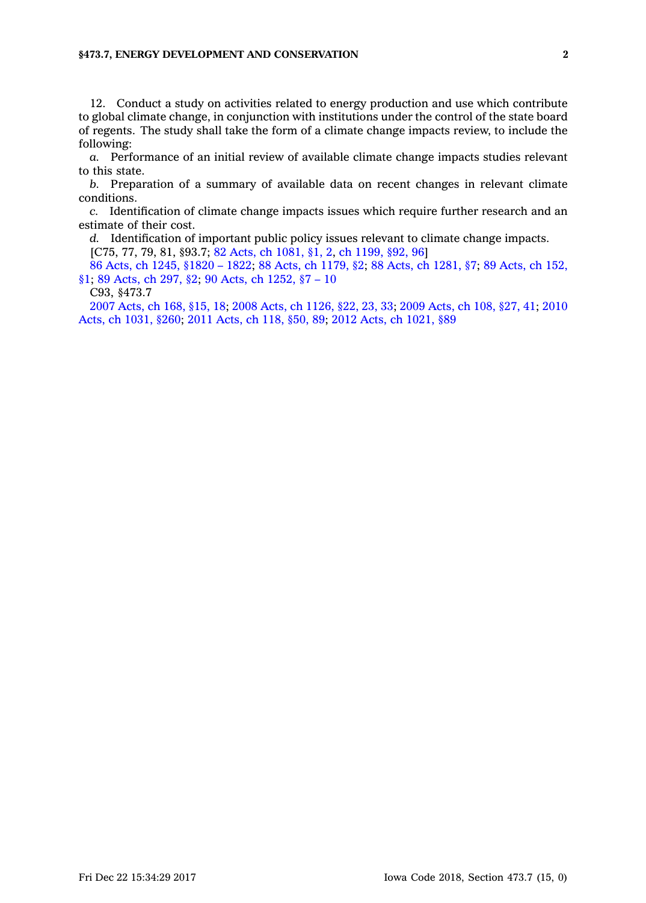12. Conduct a study on activities related to energy production and use which contribute to global climate change, in conjunction with institutions under the control of the state board of regents. The study shall take the form of a climate change impacts review, to include the following:

*a.* Performance of an initial review of available climate change impacts studies relevant to this state.

*b.* Preparation of a summary of available data on recent changes in relevant climate conditions.

*c.* Identification of climate change impacts issues which require further research and an estimate of their cost.

*d.* Identification of important public policy issues relevant to climate change impacts.

[C75, 77, 79, 81, §93.7; 82 Acts, ch 1081, §1, 2, ch 1199, §92, 96]

86 Acts, ch 1245, §1820 – 1822; 88 Acts, ch 1179, §2; 88 Acts, ch 1281, §7; 89 Acts, ch 152, §1; 89 Acts, ch 297, §2; 90 Acts, ch 1252, §7 – 10

C93, §473.7

2007 Acts, ch 168, §15, 18; 2008 Acts, ch 1126, §22, 23, 33; 2009 Acts, ch 108, §27, 41; 2010 Acts, ch 1031, §260; 2011 Acts, ch 118, §50, 89; 2012 Acts, ch 1021, §89